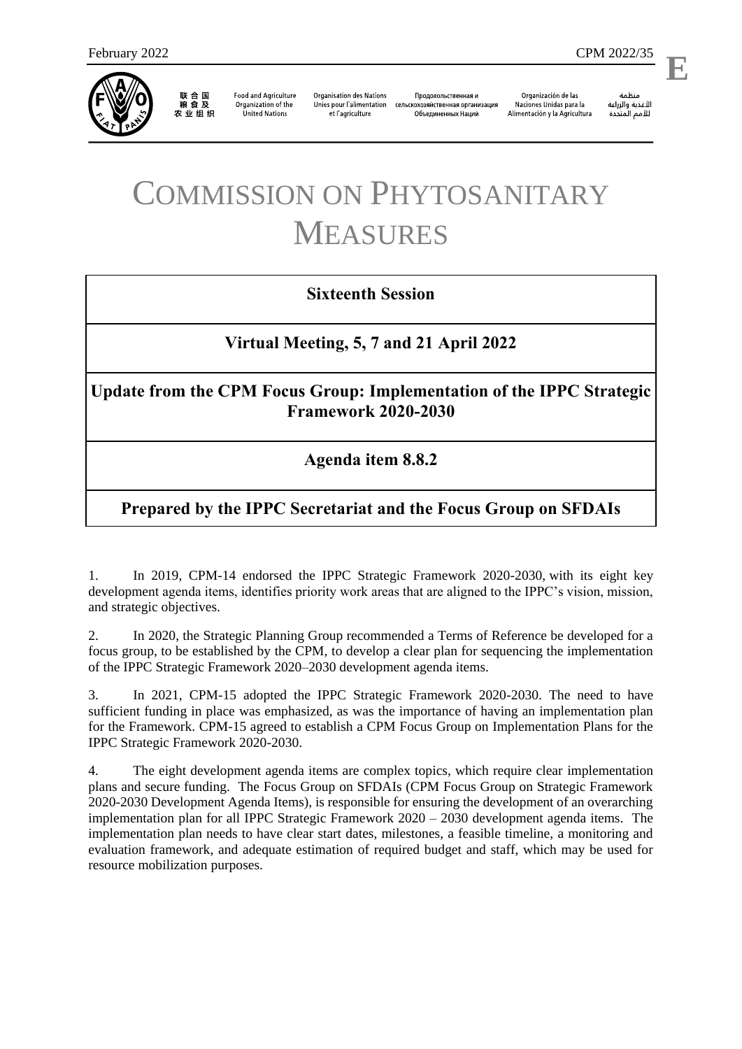February 2022 CPM 2022/35

**E**

联合国粮食及农业组织 | Food and Agriculture Organization of the United Nations | Organisation des Nations Unies pour l'alimentation et l'agriculture | Продовольственная и сельскохозяйственная организация Объединенных Наций | Organización de las Naciones Unidas para la Alimentación y la Agricultura | منظمة الأغذية والزراعة للأمم المتحدة

# COMMISSION ON PHYTOSANITARY MEASURES

## Sixteenth Session

## Virtual Meeting, 5, 7 and 21 April 2022

## Update from the CPM Focus Group: Implementation of the IPPC Strategic Framework 2020-2030

## Agenda item 8.8.2

## Prepared by the IPPC Secretariat and the Focus Group on SFDAIs

1. In 2019, CPM-14 endorsed the IPPC Strategic Framework 2020-2030, with its eight key development agenda items, identifies priority work areas that are aligned to the IPPC's vision, mission, and strategic objectives.

2. In 2020, the Strategic Planning Group recommended a Terms of Reference be developed for a focus group, to be established by the CPM, to develop a clear plan for sequencing the implementation of the IPPC Strategic Framework 2020–2030 development agenda items.

3. In 2021, CPM-15 adopted the IPPC Strategic Framework 2020-2030. The need to have sufficient funding in place was emphasized, as was the importance of having an implementation plan for the Framework. CPM-15 agreed to establish a CPM Focus Group on Implementation Plans for the IPPC Strategic Framework 2020-2030.

4. The eight development agenda items are complex topics, which require clear implementation plans and secure funding. The Focus Group on SFDAIs (CPM Focus Group on Strategic Framework 2020-2030 Development Agenda Items), is responsible for ensuring the development of an overarching implementation plan for all IPPC Strategic Framework 2020 – 2030 development agenda items. The implementation plan needs to have clear start dates, milestones, a feasible timeline, a monitoring and evaluation framework, and adequate estimation of required budget and staff, which may be used for resource mobilization purposes.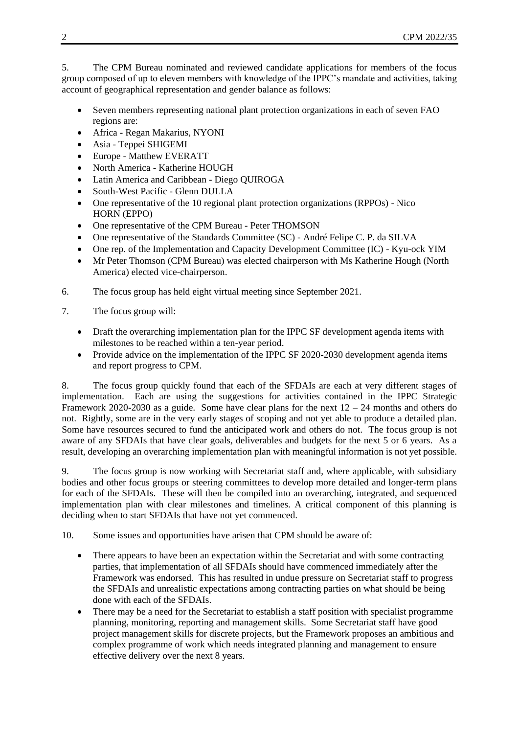5. The CPM Bureau nominated and reviewed candidate applications for members of the focus group composed of up to eleven members with knowledge of the IPPC's mandate and activities, taking account of geographical representation and gender balance as follows:

- Seven members representing national plant protection organizations in each of seven FAO regions are:
- Africa - Regan Makarius, NYONI
- Asia - Teppei SHIGEMI
- Europe - Matthew EVERATT
- North America - Katherine HOUGH
- Latin America and Caribbean - Diego QUIROGA
- South-West Pacific - Glenn DULLA
- One representative of the 10 regional plant protection organizations (RPPOs) - Nico HORN (EPPO)
- One representative of the CPM Bureau - Peter THOMSON
- One representative of the Standards Committee (SC) - André Felipe C. P. da SILVA
- One rep. of the Implementation and Capacity Development Committee (IC) - Kyu-ock YIM
- Mr Peter Thomson (CPM Bureau) was elected chairperson with Ms Katherine Hough (North America) elected vice-chairperson.

6. The focus group has held eight virtual meeting since September 2021.

7. The focus group will:

- Draft the overarching implementation plan for the IPPC SF development agenda items with milestones to be reached within a ten-year period.
- Provide advice on the implementation of the IPPC SF 2020-2030 development agenda items and report progress to CPM.

8. The focus group quickly found that each of the SFDAIs are each at very different stages of implementation. Each are using the suggestions for activities contained in the IPPC Strategic Framework 2020-2030 as a guide. Some have clear plans for the next 12 – 24 months and others do not. Rightly, some are in the very early stages of scoping and not yet able to produce a detailed plan. Some have resources secured to fund the anticipated work and others do not. The focus group is not aware of any SFDAIs that have clear goals, deliverables and budgets for the next 5 or 6 years. As a result, developing an overarching implementation plan with meaningful information is not yet possible.

9. The focus group is now working with Secretariat staff and, where applicable, with subsidiary bodies and other focus groups or steering committees to develop more detailed and longer-term plans for each of the SFDAIs. These will then be compiled into an overarching, integrated, and sequenced implementation plan with clear milestones and timelines. A critical component of this planning is deciding when to start SFDAIs that have not yet commenced.

10. Some issues and opportunities have arisen that CPM should be aware of:

- There appears to have been an expectation within the Secretariat and with some contracting parties, that implementation of all SFDAIs should have commenced immediately after the Framework was endorsed. This has resulted in undue pressure on Secretariat staff to progress the SFDAIs and unrealistic expectations among contracting parties on what should be being done with each of the SFDAIs.
- There may be a need for the Secretariat to establish a staff position with specialist programme planning, monitoring, reporting and management skills. Some Secretariat staff have good project management skills for discrete projects, but the Framework proposes an ambitious and complex programme of work which needs integrated planning and management to ensure effective delivery over the next 8 years.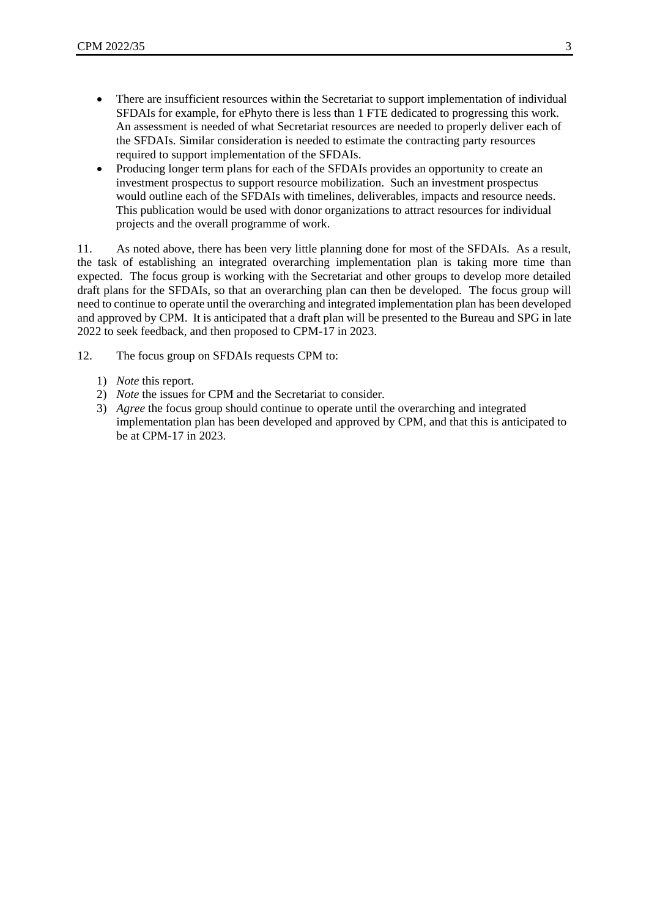- There are insufficient resources within the Secretariat to support implementation of individual SFDAIs for example, for ePhyto there is less than 1 FTE dedicated to progressing this work. An assessment is needed of what Secretariat resources are needed to properly deliver each of the SFDAIs. Similar consideration is needed to estimate the contracting party resources required to support implementation of the SFDAIs.
- Producing longer term plans for each of the SFDAIs provides an opportunity to create an investment prospectus to support resource mobilization. Such an investment prospectus would outline each of the SFDAIs with timelines, deliverables, impacts and resource needs. This publication would be used with donor organizations to attract resources for individual projects and the overall programme of work.

11. As noted above, there has been very little planning done for most of the SFDAIs. As a result, the task of establishing an integrated overarching implementation plan is taking more time than expected. The focus group is working with the Secretariat and other groups to develop more detailed draft plans for the SFDAIs, so that an overarching plan can then be developed. The focus group will need to continue to operate until the overarching and integrated implementation plan has been developed and approved by CPM. It is anticipated that a draft plan will be presented to the Bureau and SPG in late 2022 to seek feedback, and then proposed to CPM-17 in 2023.

12. The focus group on SFDAIs requests CPM to:

1) *Note* this report.
2) *Note* the issues for CPM and the Secretariat to consider.
3) *Agree* the focus group should continue to operate until the overarching and integrated implementation plan has been developed and approved by CPM, and that this is anticipated to be at CPM-17 in 2023.